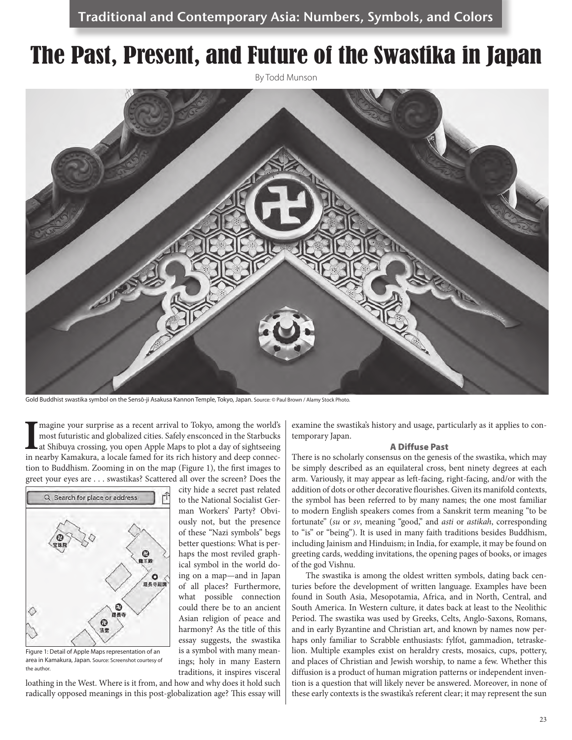Traditional and Contemporary Asia: Numbers, Symbols, and Colors

# The Past, Present, and Future of the Swastika in Japan

By Todd Munson

Gold Buddhist swastika symbol on the Sensō-ji Asakusa Kannon Temple, Tokyo, Japan. Source: © Paul Brown / Alamy Stock Photo.

Imagine your surprise as a recent arrival to Tokyo, among the world's most futuristic and globalized cities. Safely ensconced in the Starbucks at Shibuya crossing, you open Apple Maps to plot a day of sightseeing in nearby Kamakura, a locale famed for its rich history and deep connection to Buddhism. Zooming in on the map (Figure 1), the first images to greet your eyes are . . . swastikas? Scattered all over the screen? Does the city hide a secret past related to the National Socialist German Workers' Party? Obviously not, but the presence of these "Nazi symbols" begs better questions: What is perhaps the most reviled graphical symbol in the world doing on a map—and in Japan of all places? Furthermore, what possible connection could there be to an ancient Asian religion of peace and harmony? As the title of this essay suggests, the swastika is a symbol with many meanings; holy in many Eastern traditions, it inspires visceral loathing in the West. Where is it from, and how and why does it hold such radically opposed meanings in this post-globalization age? This essay will examine the swastika's history and usage, particularly as it applies to contemporary Japan.

Figure 1: Detail of Apple Maps representation of an area in Kamakura, Japan. Source: Screenshot courtesy of the author.

### A Diffuse Past

There is no scholarly consensus on the genesis of the swastika, which may be simply described as an equilateral cross, bent ninety degrees at each arm. Variously, it may appear as left-facing, right-facing, and/or with the addition of dots or other decorative flourishes. Given its manifold contexts, the symbol has been referred to by many names; the one most familiar to modern English speakers comes from a Sanskrit term meaning "to be fortunate" (*su* or *sv*, meaning "good," and *asti* or *astikah*, corresponding to "is" or "being"). It is used in many faith traditions besides Buddhism, including Jainism and Hinduism; in India, for example, it may be found on greeting cards, wedding invitations, the opening pages of books, or images of the god Vishnu.

The swastika is among the oldest written symbols, dating back centuries before the development of written language. Examples have been found in South Asia, Mesopotamia, Africa, and in North, Central, and South America. In Western culture, it dates back at least to the Neolithic Period. The swastika was used by Greeks, Celts, Anglo-Saxons, Romans, and in early Byzantine and Christian art, and known by names now perhaps only familiar to Scrabble enthusiasts: fylfot, gammadion, tetraskelion. Multiple examples exist on heraldry crests, mosaics, cups, pottery, and places of Christian and Jewish worship, to name a few. Whether this diffusion is a product of human migration patterns or independent invention is a question that will likely never be answered. Moreover, in none of these early contexts is the swastika's referent clear; it may represent the sun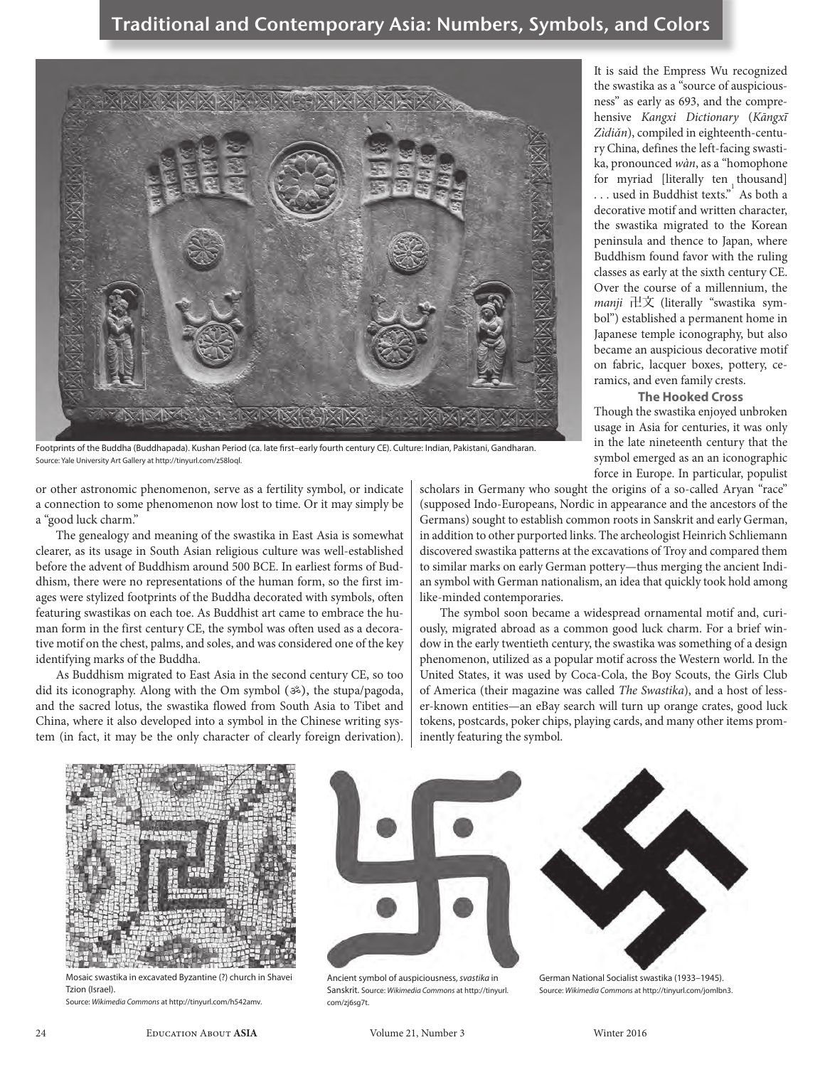Footprints of the Buddha (Buddhapada). Kushan Period (ca. late first–early fourth century CE). Culture: Indian, Pakistani, Gandharan. Source: Yale University Art Gallery at http://tinyurl.com/z58loql.

or other astronomic phenomenon, serve as a fertility symbol, or indicate a connection to some phenomenon now lost to time. Or it may simply be a "good luck charm."

The genealogy and meaning of the swastika in East Asia is somewhat clearer, as its usage in South Asian religious culture was well-established before the advent of Buddhism around 500 BCE. In earliest forms of Buddhism, there were no representations of the human form, so the first images were stylized footprints of the Buddha decorated with symbols, often featuring swastikas on each toe. As Buddhist art came to embrace the human form in the first century CE, the symbol was often used as a decorative motif on the chest, palms, and soles, and was considered one of the key identifying marks of the Buddha.

As Buddhism migrated to East Asia in the second century CE, so too did its iconography. Along with the Om symbol (ॐ), the stupa/pagoda, and the sacred lotus, the swastika flowed from South Asia to Tibet and China, where it also developed into a symbol in the Chinese writing system (in fact, it may be the only character of clearly foreign derivation). It is said the Empress Wu recognized the swastika as a "source of auspiciousness" as early as 693, and the comprehensive *Kangxi Dictionary* (*Kāngxī Zìdiǎn*), compiled in eighteenth-century China, defines the left-facing swastika, pronounced *wàn*, as a "homophone for myriad [literally ten thousand] . . . used in Buddhist texts."[1] As both a decorative motif and written character, the swastika migrated to the Korean peninsula and thence to Japan, where Buddhism found favor with the ruling classes as early at the sixth century CE. Over the course of a millennium, the *manji* 卍文 (literally "swastika symbol") established a permanent home in Japanese temple iconography, but also became an auspicious decorative motif on fabric, lacquer boxes, pottery, ceramics, and even family crests.

### The Hooked Cross

Though the swastika enjoyed unbroken usage in Asia for centuries, it was only in the late nineteenth century that the symbol emerged as an an iconographic force in Europe. In particular, populist scholars in Germany who sought the origins of a so-called Aryan "race" (supposed Indo-Europeans, Nordic in appearance and the ancestors of the Germans) sought to establish common roots in Sanskrit and early German, in addition to other purported links. The archeologist Heinrich Schliemann discovered swastika patterns at the excavations of Troy and compared them to similar marks on early German pottery—thus merging the ancient Indian symbol with German nationalism, an idea that quickly took hold among like-minded contemporaries.

The symbol soon became a widespread ornamental motif and, curiously, migrated abroad as a common good luck charm. For a brief window in the early twentieth century, the swastika was something of a design phenomenon, utilized as a popular motif across the Western world. In the United States, it was used by Coca-Cola, the Boy Scouts, the Girls Club of America (their magazine was called *The Swastika*), and a host of lesser-known entities—an eBay search will turn up orange crates, good luck tokens, postcards, poker chips, playing cards, and many other items prominently featuring the symbol.

Mosaic swastika in excavated Byzantine (?) church in Shavei Tzion (Israel). Source: *Wikimedia Commons* at http://tinyurl.com/h542amv.

Ancient symbol of auspiciousness, *svastika* in Sanskrit. Source: *Wikimedia Commons* at http://tinyurl.com/zj6sg7t.

German National Socialist swastika (1933–1945). Source: *Wikimedia Commons* at http://tinyurl.com/jomlbn3.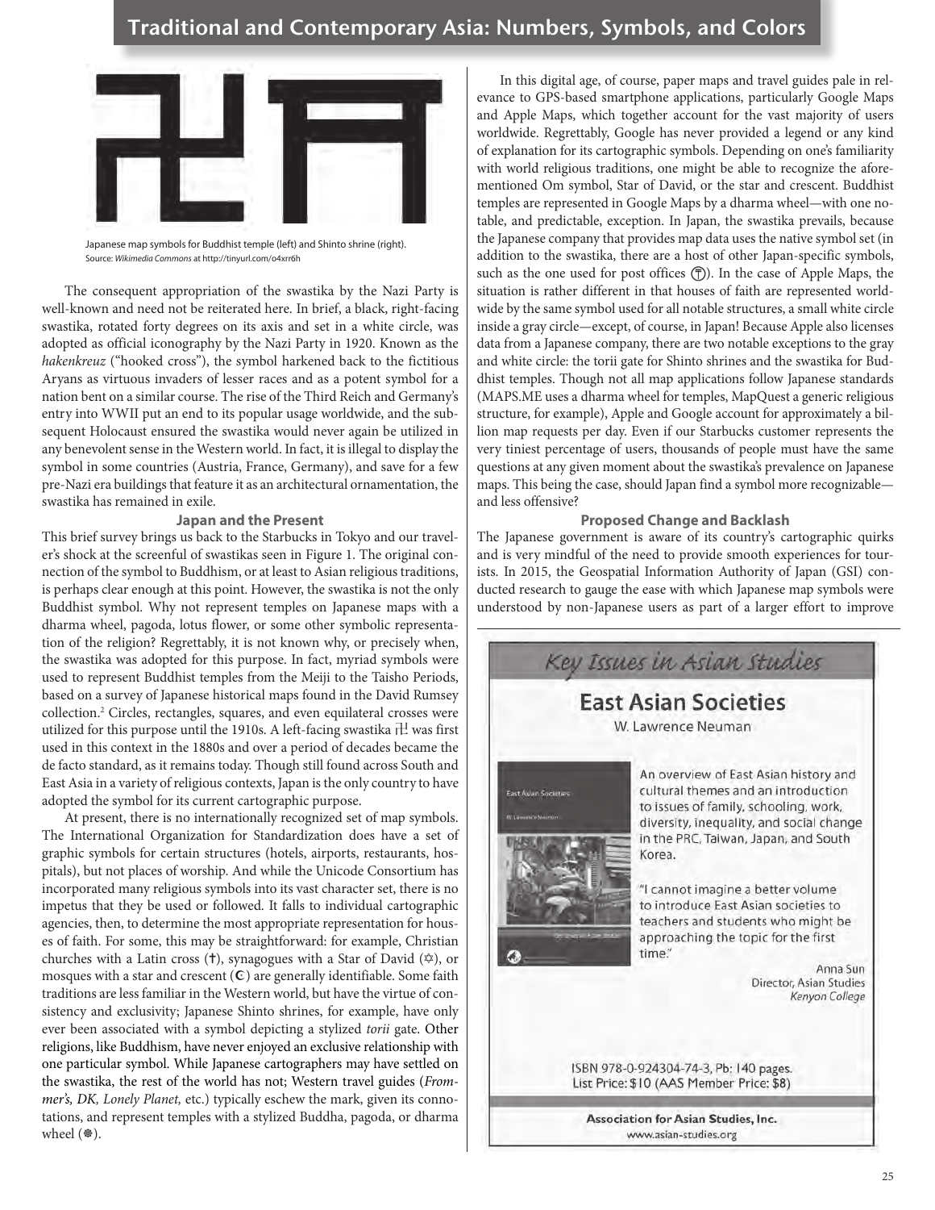Japanese map symbols for Buddhist temple (left) and Shinto shrine (right).
Source: *Wikimedia Commons* at http://tinyurl.com/o4xrr6h

The consequent appropriation of the swastika by the Nazi Party is well-known and need not be reiterated here. In brief, a black, right-facing swastika, rotated forty degrees on its axis and set in a white circle, was adopted as official iconography by the Nazi Party in 1920. Known as the *hakenkreuz* ("hooked cross"), the symbol harkened back to the fictitious Aryans as virtuous invaders of lesser races and as a potent symbol for a nation bent on a similar course. The rise of the Third Reich and Germany's entry into WWII put an end to its popular usage worldwide, and the subsequent Holocaust ensured the swastika would never again be utilized in any benevolent sense in the Western world. In fact, it is illegal to display the symbol in some countries (Austria, France, Germany), and save for a few pre-Nazi era buildings that feature it as an architectural ornamentation, the swastika has remained in exile.

### Japan and the Present

This brief survey brings us back to the Starbucks in Tokyo and our traveler's shock at the screenful of swastikas seen in Figure 1. The original connection of the symbol to Buddhism, or at least to Asian religious traditions, is perhaps clear enough at this point. However, the swastika is not the only Buddhist symbol. Why not represent temples on Japanese maps with a dharma wheel, pagoda, lotus flower, or some other symbolic representation of the religion? Regrettably, it is not known why, or precisely when, the swastika was adopted for this purpose. In fact, myriad symbols were used to represent Buddhist temples from the Meiji to the Taisho Periods, based on a survey of Japanese historical maps found in the David Rumsey collection.[2] Circles, rectangles, squares, and even equilateral crosses were utilized for this purpose until the 1910s. A left-facing swastika 卍 was first used in this context in the 1880s and over a period of decades became the de facto standard, as it remains today. Though still found across South and East Asia in a variety of religious contexts, Japan is the only country to have adopted the symbol for its current cartographic purpose.

At present, there is no internationally recognized set of map symbols. The International Organization for Standardization does have a set of graphic symbols for certain structures (hotels, airports, restaurants, hospitals), but not places of worship. And while the Unicode Consortium has incorporated many religious symbols into its vast character set, there is no impetus that they be used or followed. It falls to individual cartographic agencies, then, to determine the most appropriate representation for houses of faith. For some, this may be straightforward: for example, Christian churches with a Latin cross (✝), synagogues with a Star of David (✡), or mosques with a star and crescent (☪) are generally identifiable. Some faith traditions are less familiar in the Western world, but have the virtue of consistency and exclusivity; Japanese Shinto shrines, for example, have only ever been associated with a symbol depicting a stylized *torii* gate. Other religions, like Buddhism, have never enjoyed an exclusive relationship with one particular symbol. While Japanese cartographers may have settled on the swastika, the rest of the world has not; Western travel guides (*Frommer's, DK, Lonely Planet,* etc.) typically eschew the mark, given its connotations, and represent temples with a stylized Buddha, pagoda, or dharma wheel (☸).

In this digital age, of course, paper maps and travel guides pale in relevance to GPS-based smartphone applications, particularly Google Maps and Apple Maps, which together account for the vast majority of users worldwide. Regrettably, Google has never provided a legend or any kind of explanation for its cartographic symbols. Depending on one's familiarity with world religious traditions, one might be able to recognize the aforementioned Om symbol, Star of David, or the star and crescent. Buddhist temples are represented in Google Maps by a dharma wheel—with one notable, and predictable, exception. In Japan, the swastika prevails, because the Japanese company that provides map data uses the native symbol set (in addition to the swastika, there are a host of other Japan-specific symbols, such as the one used for post offices 〶). In the case of Apple Maps, the situation is rather different in that houses of faith are represented worldwide by the same symbol used for all notable structures, a small white circle inside a gray circle—except, of course, in Japan! Because Apple also licenses data from a Japanese company, there are two notable exceptions to the gray and white circle: the torii gate for Shinto shrines and the swastika for Buddhist temples. Though not all map applications follow Japanese standards (MAPS.ME uses a dharma wheel for temples, MapQuest a generic religious structure, for example), Apple and Google account for approximately a billion map requests per day. Even if our Starbucks customer represents the very tiniest percentage of users, thousands of people must have the same questions at any given moment about the swastika's prevalence on Japanese maps. This being the case, should Japan find a symbol more recognizable—and less offensive?

### Proposed Change and Backlash

The Japanese government is aware of its country's cartographic quirks and is very mindful of the need to provide smooth experiences for tourists. In 2015, the Geospatial Information Authority of Japan (GSI) conducted research to gauge the ease with which Japanese map symbols were understood by non-Japanese users as part of a larger effort to improve

---

*Key Issues in Asian Studies*

**East Asian Societies**

W. Lawrence Neuman

An overview of East Asian history and cultural themes and an introduction to issues of family, schooling, work, diversity, inequality, and social change in the PRC, Taiwan, Japan, and South Korea.

"I cannot imagine a better volume to introduce East Asian societies to teachers and students who might be approaching the topic for the first time."

Anna Sun
Director, Asian Studies
*Kenyon College*

ISBN 978-0-924304-74-3, Pb: 140 pages.
List Price: $10 (AAS Member Price: $8)

**Association for Asian Studies, Inc.**
www.asian-studies.org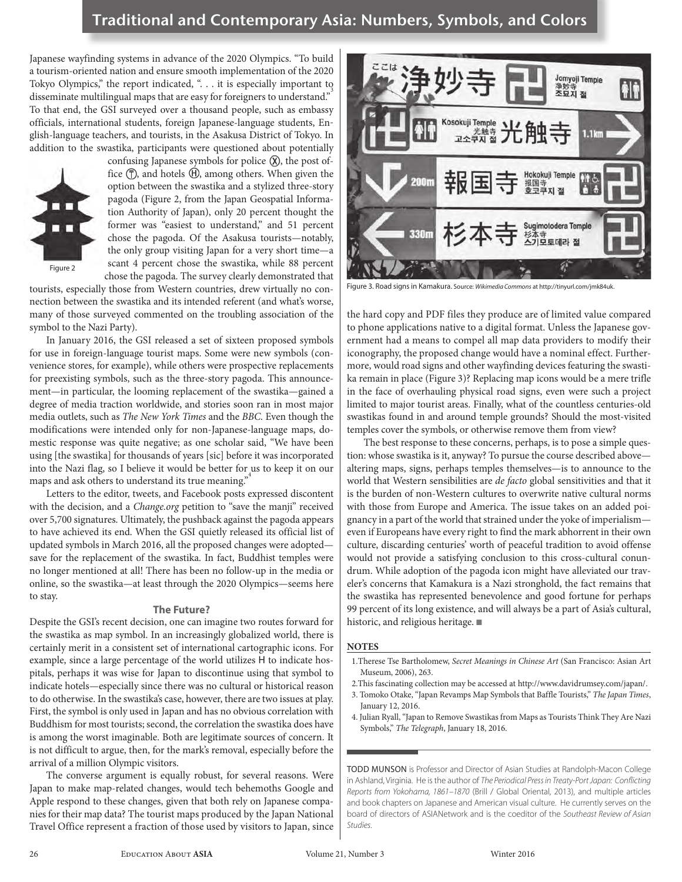Japanese wayfinding systems in advance of the 2020 Olympics. "To build a tourism-oriented nation and ensure smooth implementation of the 2020 Tokyo Olympics," the report indicated, ". . . it is especially important to disseminate multilingual maps that are easy for foreigners to understand."[3] To that end, the GSI surveyed over a thousand people, such as embassy officials, international students, foreign Japanese-language students, English-language teachers, and tourists, in the Asakusa District of Tokyo. In addition to the swastika, participants were questioned about potentially confusing Japanese symbols for police Ⓧ, the post office 〒, and hotels Ⓗ, among others. When given the option between the swastika and a stylized three-story pagoda (Figure 2, from the Japan Geospatial Information Authority of Japan), only 20 percent thought the former was "easiest to understand," and 51 percent chose the pagoda. Of the Asakusa tourists—notably, the only group visiting Japan for a very short time—a scant 4 percent chose the swastika, while 88 percent chose the pagoda. The survey clearly demonstrated that tourists, especially those from Western countries, drew virtually no connection between the swastika and its intended referent (and what's worse, many of those surveyed commented on the troubling association of the symbol to the Nazi Party).

Figure 2

In January 2016, the GSI released a set of sixteen proposed symbols for use in foreign-language tourist maps. Some were new symbols (convenience stores, for example), while others were prospective replacements for preexisting symbols, such as the three-story pagoda. This announcement—in particular, the looming replacement of the swastika—gained a degree of media traction worldwide, and stories soon ran in most major media outlets, such as *The New York Times* and the *BBC*. Even though the modifications were intended only for non-Japanese-language maps, domestic response was quite negative; as one scholar said, "We have been using [the swastika] for thousands of years [sic] before it was incorporated into the Nazi flag, so I believe it would be better for us to keep it on our maps and ask others to understand its true meaning."[4]

Letters to the editor, tweets, and Facebook posts expressed discontent with the decision, and a *Change.org* petition to "save the manji" received over 5,700 signatures. Ultimately, the pushback against the pagoda appears to have achieved its end. When the GSI quietly released its official list of updated symbols in March 2016, all the proposed changes were adopted—save for the replacement of the swastika. In fact, Buddhist temples were no longer mentioned at all! There has been no follow-up in the media or online, so the swastika—at least through the 2020 Olympics—seems here to stay.

### The Future?

Despite the GSI's recent decision, one can imagine two routes forward for the swastika as map symbol. In an increasingly globalized world, there is certainly merit in a consistent set of international cartographic icons. For example, since a large percentage of the world utilizes H to indicate hospitals, perhaps it was wise for Japan to discontinue using that symbol to indicate hotels—especially since there was no cultural or historical reason to do otherwise. In the swastika's case, however, there are two issues at play. First, the symbol is only used in Japan and has no obvious correlation with Buddhism for most tourists; second, the correlation the swastika does have is among the worst imaginable. Both are legitimate sources of concern. It is not difficult to argue, then, for the mark's removal, especially before the arrival of a million Olympic visitors.

The converse argument is equally robust, for several reasons. Were Japan to make map-related changes, would tech behemoths Google and Apple respond to these changes, given that both rely on Japanese companies for their map data? The tourist maps produced by the Japan National Travel Office represent a fraction of those used by visitors to Japan, since the hard copy and PDF files they produce are of limited value compared to phone applications native to a digital format. Unless the Japanese government had a means to compel all map data providers to modify their iconography, the proposed change would have a nominal effect. Furthermore, would road signs and other wayfinding devices featuring the swastika remain in place (Figure 3)? Replacing map icons would be a mere trifle in the face of overhauling physical road signs, even were such a project limited to major tourist areas. Finally, what of the countless centuries-old swastikas found in and around temple grounds? Should the most-visited temples cover the symbols, or otherwise remove them from view?

Figure 3. Road signs in Kamakura. Source: *Wikimedia Commons* at http://tinyurl.com/jmk84uk.

The best response to these concerns, perhaps, is to pose a simple question: whose swastika is it, anyway? To pursue the course described above—altering maps, signs, perhaps temples themselves—is to announce to the world that Western sensibilities are *de facto* global sensitivities and that it is the burden of non-Western cultures to overwrite native cultural norms with those from Europe and America. The issue takes on an added poignancy in a part of the world that strained under the yoke of imperialism—even if Europeans have every right to find the mark abhorrent in their own culture, discarding centuries' worth of peaceful tradition to avoid offense would not provide a satisfying conclusion to this cross-cultural conundrum. While adoption of the pagoda icon might have alleviated our traveler's concerns that Kamakura is a Nazi stronghold, the fact remains that the swastika has represented benevolence and good fortune for perhaps 99 percent of its long existence, and will always be a part of Asia's cultural, historic, and religious heritage. ■

## NOTES

1. Therese Tse Bartholomew, *Secret Meanings in Chinese Art* (San Francisco: Asian Art Museum, 2006), 263.
2. This fascinating collection may be accessed at http://www.davidrumsey.com/japan/.
3. Tomoko Otake, "Japan Revamps Map Symbols that Baffle Tourists," *The Japan Times*, January 12, 2016.
4. Julian Ryall, "Japan to Remove Swastikas from Maps as Tourists Think They Are Nazi Symbols," *The Telegraph*, January 18, 2016.

TODD MUNSON is Professor and Director of Asian Studies at Randolph-Macon College in Ashland, Virginia. He is the author of *The Periodical Press in Treaty-Port Japan: Conflicting Reports from Yokohama, 1861–1870* (Brill / Global Oriental, 2013), and multiple articles and book chapters on Japanese and American visual culture. He currently serves on the board of directors of ASIANetwork and is the coeditor of the *Southeast Review of Asian Studies*.